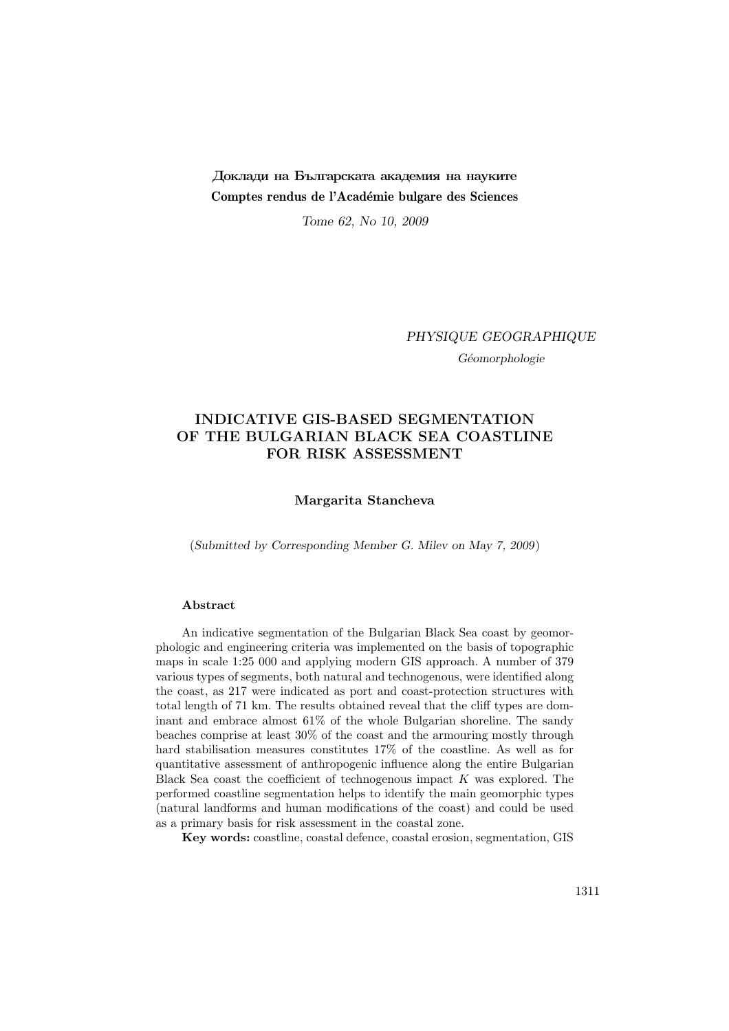Доклади на Българската академия на науките

**Comptes rendus de l'Académie bulgare des Sciences**

*Tome 62, No 10, 2009*

*PHYSIQUE GEOGRAPHIQUE*

*Géomorphologie*

# INDICATIVE GIS-BASED SEGMENTATION OF THE BULGARIAN BLACK SEA COASTLINE FOR RISK ASSESSMENT

**Margarita Stancheva**

(*Submitted by Corresponding Member G. Milev on May 7, 2009*)

**Abstract**

An indicative segmentation of the Bulgarian Black Sea coast by geomorphologic and engineering criteria was implemented on the basis of topographic maps in scale 1:25 000 and applying modern GIS approach. A number of 379 various types of segments, both natural and technogenous, were identified along the coast, as 217 were indicated as port and coast-protection structures with total length of 71 km. The results obtained reveal that the cliff types are dominant and embrace almost 61% of the whole Bulgarian shoreline. The sandy beaches comprise at least 30% of the coast and the armouring mostly through hard stabilisation measures constitutes 17% of the coastline. As well as for quantitative assessment of anthropogenic influence along the entire Bulgarian Black Sea coast the coefficient of technogenous impact $K$ was explored. The performed coastline segmentation helps to identify the main geomorphic types (natural landforms and human modifications of the coast) and could be used as a primary basis for risk assessment in the coastal zone.

**Key words:** coastline, coastal defence, coastal erosion, segmentation, GIS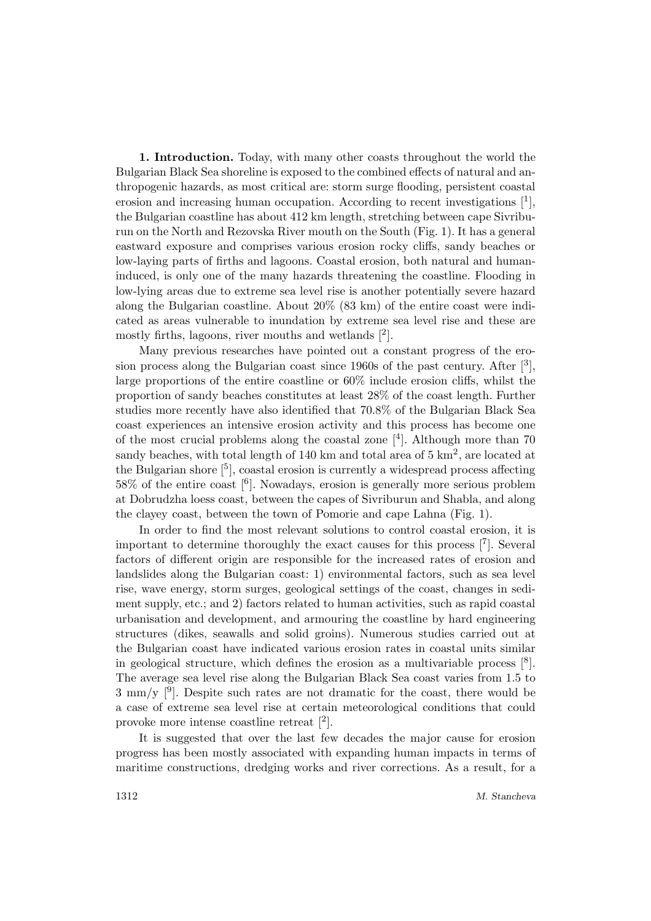**1. Introduction.** Today, with many other coasts throughout the world the Bulgarian Black Sea shoreline is exposed to the combined effects of natural and anthropogenic hazards, as most critical are: storm surge flooding, persistent coastal erosion and increasing human occupation. According to recent investigations [1], the Bulgarian coastline has about 412 km length, stretching between cape Sivriburun on the North and Rezovska River mouth on the South (Fig. 1). It has a general eastward exposure and comprises various erosion rocky cliffs, sandy beaches or low-laying parts of firths and lagoons. Coastal erosion, both natural and human-induced, is only one of the many hazards threatening the coastline. Flooding in low-lying areas due to extreme sea level rise is another potentially severe hazard along the Bulgarian coastline. About 20% (83 km) of the entire coast were indicated as areas vulnerable to inundation by extreme sea level rise and these are mostly firths, lagoons, river mouths and wetlands [2].

Many previous researches have pointed out a constant progress of the erosion process along the Bulgarian coast since 1960s of the past century. After [3], large proportions of the entire coastline or 60% include erosion cliffs, whilst the proportion of sandy beaches constitutes at least 28% of the coast length. Further studies more recently have also identified that 70.8% of the Bulgarian Black Sea coast experiences an intensive erosion activity and this process has become one of the most crucial problems along the coastal zone [4]. Although more than 70 sandy beaches, with total length of 140 km and total area of 5 km$^2$, are located at the Bulgarian shore [5], coastal erosion is currently a widespread process affecting 58% of the entire coast [6]. Nowadays, erosion is generally more serious problem at Dobrudzha loess coast, between the capes of Sivriburun and Shabla, and along the clayey coast, between the town of Pomorie and cape Lahna (Fig. 1).

In order to find the most relevant solutions to control coastal erosion, it is important to determine thoroughly the exact causes for this process [7]. Several factors of different origin are responsible for the increased rates of erosion and landslides along the Bulgarian coast: 1) environmental factors, such as sea level rise, wave energy, storm surges, geological settings of the coast, changes in sediment supply, etc.; and 2) factors related to human activities, such as rapid coastal urbanisation and development, and armouring the coastline by hard engineering structures (dikes, seawalls and solid groins). Numerous studies carried out at the Bulgarian coast have indicated various erosion rates in coastal units similar in geological structure, which defines the erosion as a multivariable process [8]. The average sea level rise along the Bulgarian Black Sea coast varies from 1.5 to 3 mm/y [9]. Despite such rates are not dramatic for the coast, there would be a case of extreme sea level rise at certain meteorological conditions that could provoke more intense coastline retreat [2].

It is suggested that over the last few decades the major cause for erosion progress has been mostly associated with expanding human impacts in terms of maritime constructions, dredging works and river corrections. As a result, for a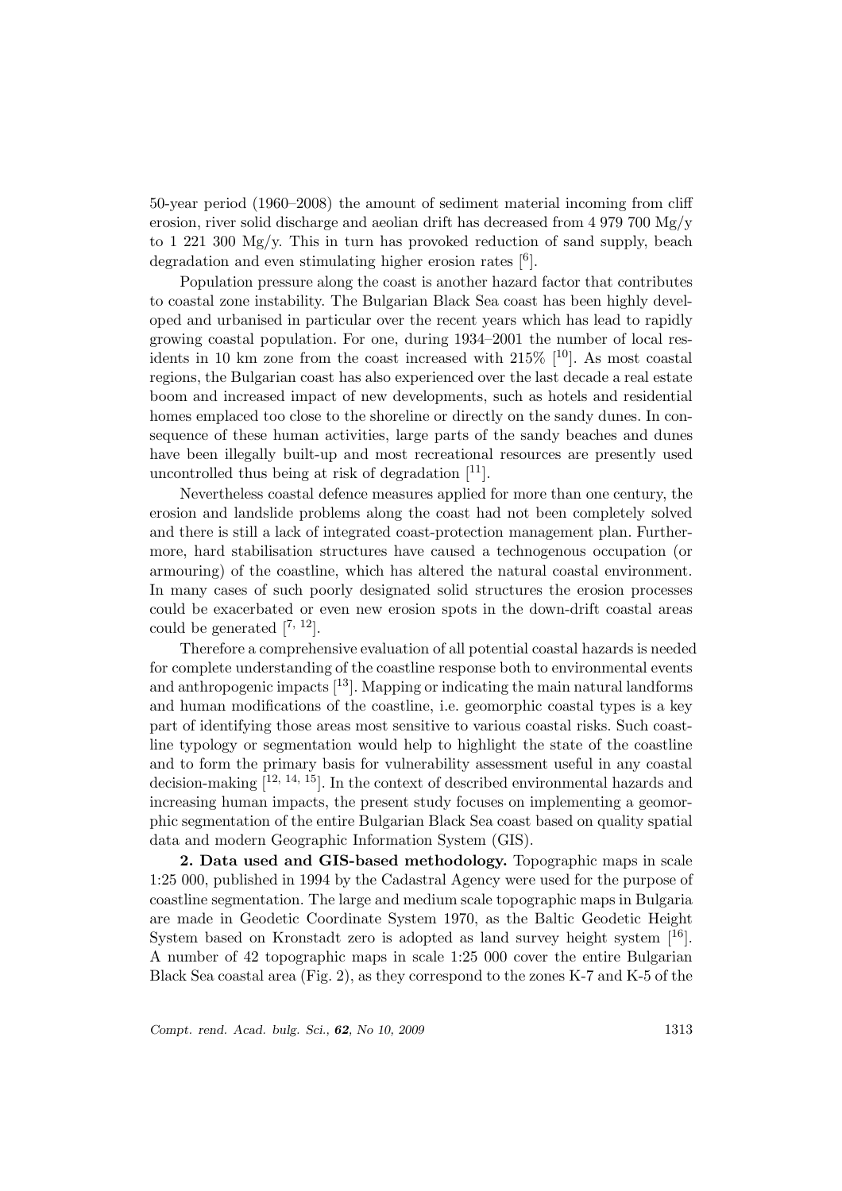50-year period (1960–2008) the amount of sediment material incoming from cliff erosion, river solid discharge and aeolian drift has decreased from 4 979 700 Mg/y to 1 221 300 Mg/y. This in turn has provoked reduction of sand supply, beach degradation and even stimulating higher erosion rates [6].

Population pressure along the coast is another hazard factor that contributes to coastal zone instability. The Bulgarian Black Sea coast has been highly developed and urbanised in particular over the recent years which has lead to rapidly growing coastal population. For one, during 1934–2001 the number of local residents in 10 km zone from the coast increased with 215% [10]. As most coastal regions, the Bulgarian coast has also experienced over the last decade a real estate boom and increased impact of new developments, such as hotels and residential homes emplaced too close to the shoreline or directly on the sandy dunes. In consequence of these human activities, large parts of the sandy beaches and dunes have been illegally built-up and most recreational resources are presently used uncontrolled thus being at risk of degradation [11].

Nevertheless coastal defence measures applied for more than one century, the erosion and landslide problems along the coast had not been completely solved and there is still a lack of integrated coast-protection management plan. Furthermore, hard stabilisation structures have caused a technogenous occupation (or armouring) of the coastline, which has altered the natural coastal environment. In many cases of such poorly designated solid structures the erosion processes could be exacerbated or even new erosion spots in the down-drift coastal areas could be generated [7, 12].

Therefore a comprehensive evaluation of all potential coastal hazards is needed for complete understanding of the coastline response both to environmental events and anthropogenic impacts [13]. Mapping or indicating the main natural landforms and human modifications of the coastline, i.e. geomorphic coastal types is a key part of identifying those areas most sensitive to various coastal risks. Such coastline typology or segmentation would help to highlight the state of the coastline and to form the primary basis for vulnerability assessment useful in any coastal decision-making [12, 14, 15]. In the context of described environmental hazards and increasing human impacts, the present study focuses on implementing a geomorphic segmentation of the entire Bulgarian Black Sea coast based on quality spatial data and modern Geographic Information System (GIS).

**2. Data used and GIS-based methodology.** Topographic maps in scale 1:25 000, published in 1994 by the Cadastral Agency were used for the purpose of coastline segmentation. The large and medium scale topographic maps in Bulgaria are made in Geodetic Coordinate System 1970, as the Baltic Geodetic Height System based on Kronstadt zero is adopted as land survey height system [16]. A number of 42 topographic maps in scale 1:25 000 cover the entire Bulgarian Black Sea coastal area (Fig. 2), as they correspond to the zones K-7 and K-5 of the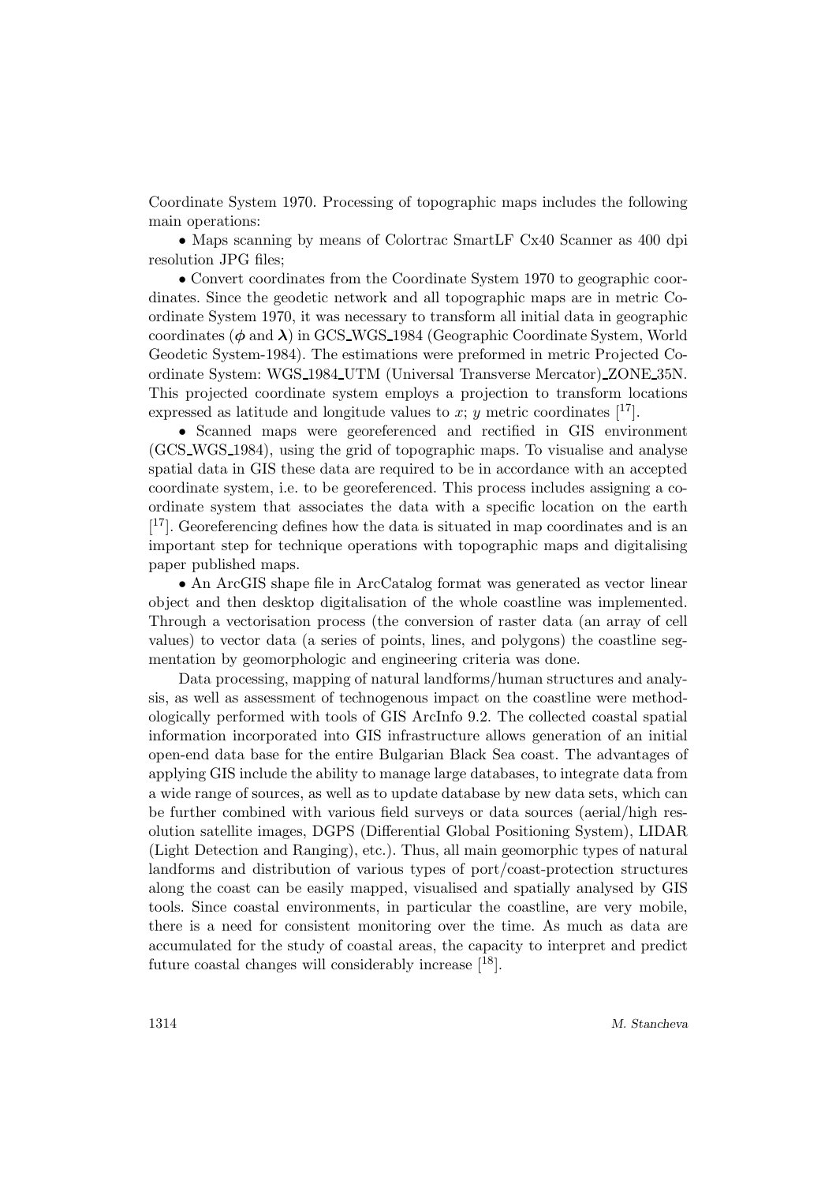Coordinate System 1970. Processing of topographic maps includes the following main operations:

• Maps scanning by means of Colortrac SmartLF Cx40 Scanner as 400 dpi resolution JPG files;

• Convert coordinates from the Coordinate System 1970 to geographic coordinates. Since the geodetic network and all topographic maps are in metric Coordinate System 1970, it was necessary to transform all initial data in geographic coordinates ($\boldsymbol{\phi}$ and $\boldsymbol{\lambda}$) in GCS_WGS_1984 (Geographic Coordinate System, World Geodetic System-1984). The estimations were preformed in metric Projected Coordinate System: WGS_1984_UTM (Universal Transverse Mercator)_ZONE_35N. This projected coordinate system employs a projection to transform locations expressed as latitude and longitude values to $x$; $y$ metric coordinates [17].

• Scanned maps were georeferenced and rectified in GIS environment (GCS_WGS_1984), using the grid of topographic maps. To visualise and analyse spatial data in GIS these data are required to be in accordance with an accepted coordinate system, i.e. to be georeferenced. This process includes assigning a coordinate system that associates the data with a specific location on the earth [17]. Georeferencing defines how the data is situated in map coordinates and is an important step for technique operations with topographic maps and digitalising paper published maps.

• An ArcGIS shape file in ArcCatalog format was generated as vector linear object and then desktop digitalisation of the whole coastline was implemented. Through a vectorisation process (the conversion of raster data (an array of cell values) to vector data (a series of points, lines, and polygons) the coastline segmentation by geomorphologic and engineering criteria was done.

Data processing, mapping of natural landforms/human structures and analysis, as well as assessment of technogenous impact on the coastline were methodologically performed with tools of GIS ArcInfo 9.2. The collected coastal spatial information incorporated into GIS infrastructure allows generation of an initial open-end data base for the entire Bulgarian Black Sea coast. The advantages of applying GIS include the ability to manage large databases, to integrate data from a wide range of sources, as well as to update database by new data sets, which can be further combined with various field surveys or data sources (aerial/high resolution satellite images, DGPS (Differential Global Positioning System), LIDAR (Light Detection and Ranging), etc.). Thus, all main geomorphic types of natural landforms and distribution of various types of port/coast-protection structures along the coast can be easily mapped, visualised and spatially analysed by GIS tools. Since coastal environments, in particular the coastline, are very mobile, there is a need for consistent monitoring over the time. As much as data are accumulated for the study of coastal areas, the capacity to interpret and predict future coastal changes will considerably increase [18].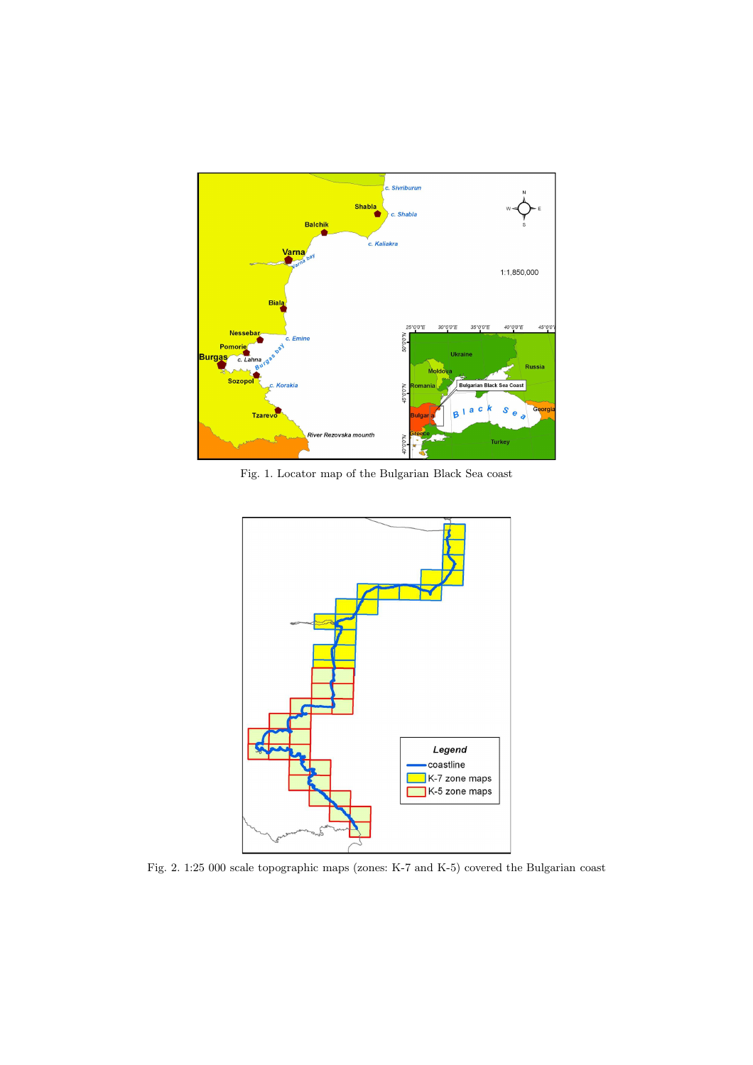Fig. 1. Locator map of the Bulgarian Black Sea coast

Fig. 2. 1:25 000 scale topographic maps (zones: K-7 and K-5) covered the Bulgarian coast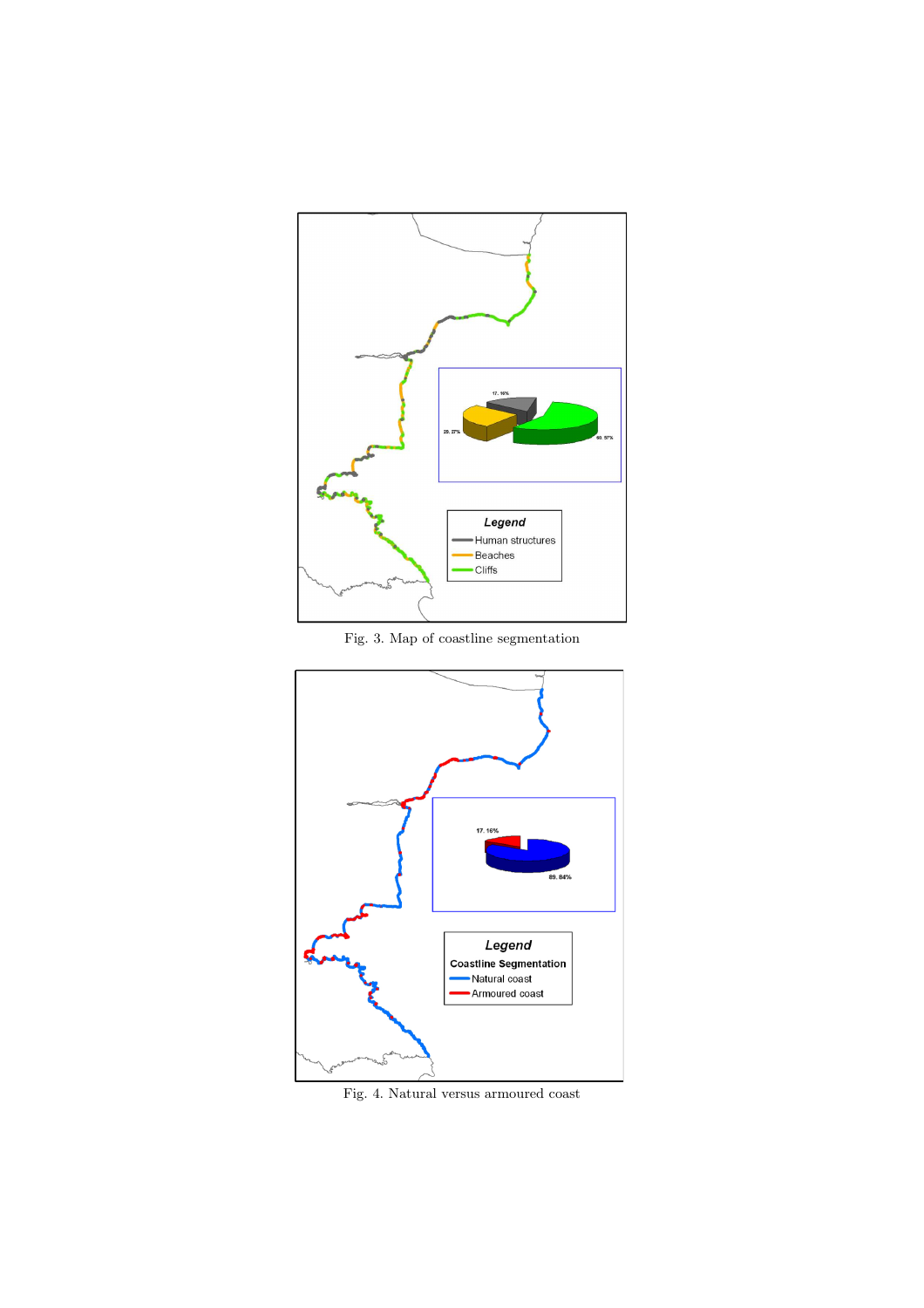Fig. 3. Map of coastline segmentation

Fig. 4. Natural versus armoured coast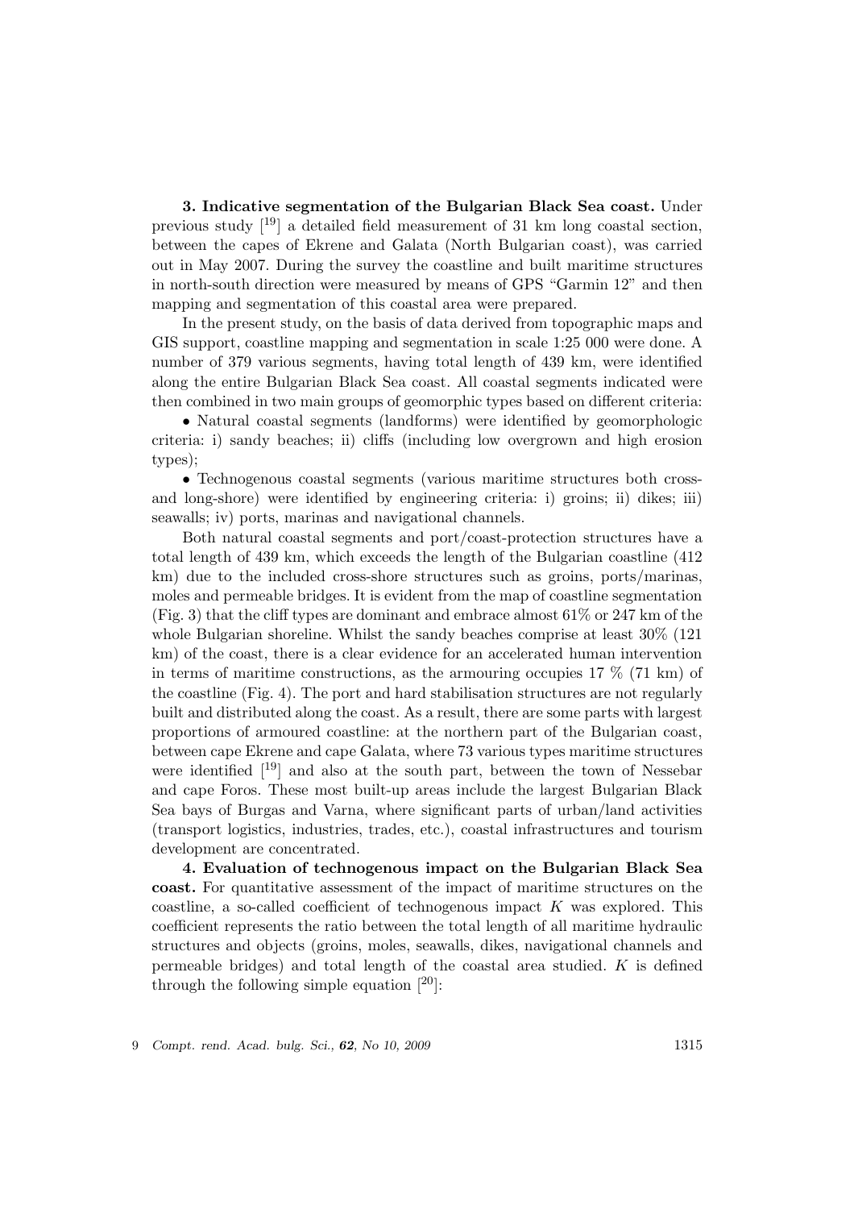**3. Indicative segmentation of the Bulgarian Black Sea coast.** Under previous study [19] a detailed field measurement of 31 km long coastal section, between the capes of Ekrene and Galata (North Bulgarian coast), was carried out in May 2007. During the survey the coastline and built maritime structures in north-south direction were measured by means of GPS "Garmin 12" and then mapping and segmentation of this coastal area were prepared.

In the present study, on the basis of data derived from topographic maps and GIS support, coastline mapping and segmentation in scale 1:25 000 were done. A number of 379 various segments, having total length of 439 km, were identified along the entire Bulgarian Black Sea coast. All coastal segments indicated were then combined in two main groups of geomorphic types based on different criteria:

• Natural coastal segments (landforms) were identified by geomorphologic criteria: i) sandy beaches; ii) cliffs (including low overgrown and high erosion types);

• Technogenous coastal segments (various maritime structures both cross- and long-shore) were identified by engineering criteria: i) groins; ii) dikes; iii) seawalls; iv) ports, marinas and navigational channels.

Both natural coastal segments and port/coast-protection structures have a total length of 439 km, which exceeds the length of the Bulgarian coastline (412 km) due to the included cross-shore structures such as groins, ports/marinas, moles and permeable bridges. It is evident from the map of coastline segmentation (Fig. 3) that the cliff types are dominant and embrace almost 61% or 247 km of the whole Bulgarian shoreline. Whilst the sandy beaches comprise at least 30% (121 km) of the coast, there is a clear evidence for an accelerated human intervention in terms of maritime constructions, as the armouring occupies 17 % (71 km) of the coastline (Fig. 4). The port and hard stabilisation structures are not regularly built and distributed along the coast. As a result, there are some parts with largest proportions of armoured coastline: at the northern part of the Bulgarian coast, between cape Ekrene and cape Galata, where 73 various types maritime structures were identified [19] and also at the south part, between the town of Nessebar and cape Foros. These most built-up areas include the largest Bulgarian Black Sea bays of Burgas and Varna, where significant parts of urban/land activities (transport logistics, industries, trades, etc.), coastal infrastructures and tourism development are concentrated.

**4. Evaluation of technogenous impact on the Bulgarian Black Sea coast.** For quantitative assessment of the impact of maritime structures on the coastline, a so-called coefficient of technogenous impact $K$ was explored. This coefficient represents the ratio between the total length of all maritime hydraulic structures and objects (groins, moles, seawalls, dikes, navigational channels and permeable bridges) and total length of the coastal area studied. $K$ is defined through the following simple equation [20]: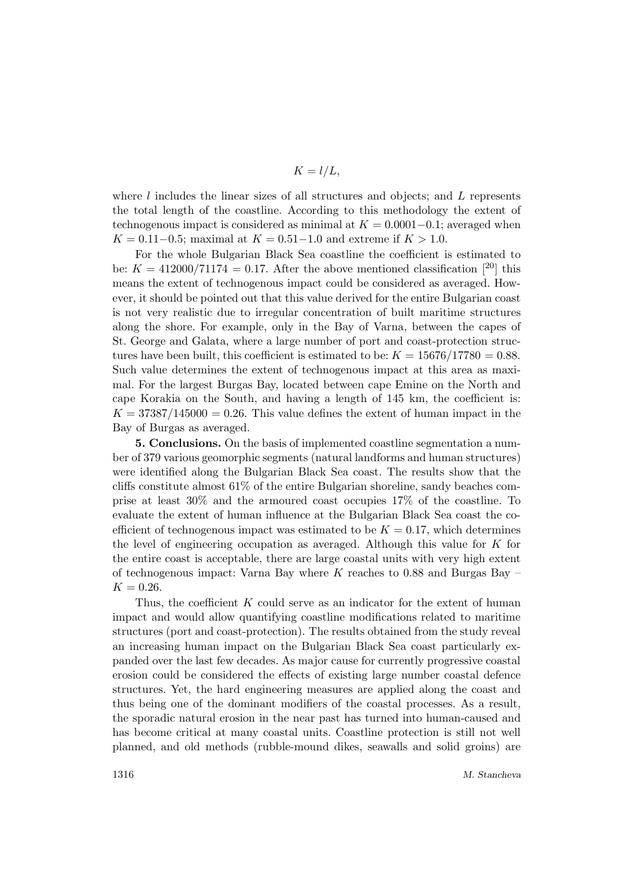$$K = l/L,$$

where $l$ includes the linear sizes of all structures and objects; and $L$ represents the total length of the coastline. According to this methodology the extent of technogenous impact is considered as minimal at $K = 0.0001-0.1$; averaged when $K = 0.11-0.5$; maximal at $K = 0.51-1.0$ and extreme if $K > 1.0$.

For the whole Bulgarian Black Sea coastline the coefficient is estimated to be: $K = 412000/71174 = 0.17$. After the above mentioned classification [20] this means the extent of technogenous impact could be considered as averaged. However, it should be pointed out that this value derived for the entire Bulgarian coast is not very realistic due to irregular concentration of built maritime structures along the shore. For example, only in the Bay of Varna, between the capes of St. George and Galata, where a large number of port and coast-protection structures have been built, this coefficient is estimated to be: $K = 15676/17780 = 0.88$. Such value determines the extent of technogenous impact at this area as maximal. For the largest Burgas Bay, located between cape Emine on the North and cape Korakia on the South, and having a length of 145 km, the coefficient is: $K = 37387/145000 = 0.26$. This value defines the extent of human impact in the Bay of Burgas as averaged.

**5. Conclusions.** On the basis of implemented coastline segmentation a number of 379 various geomorphic segments (natural landforms and human structures) were identified along the Bulgarian Black Sea coast. The results show that the cliffs constitute almost 61% of the entire Bulgarian shoreline, sandy beaches comprise at least 30% and the armoured coast occupies 17% of the coastline. To evaluate the extent of human influence at the Bulgarian Black Sea coast the coefficient of technogenous impact was estimated to be $K = 0.17$, which determines the level of engineering occupation as averaged. Although this value for $K$ for the entire coast is acceptable, there are large coastal units with very high extent of technogenous impact: Varna Bay where $K$ reaches to 0.88 and Burgas Bay – $K = 0.26$.

Thus, the coefficient $K$ could serve as an indicator for the extent of human impact and would allow quantifying coastline modifications related to maritime structures (port and coast-protection). The results obtained from the study reveal an increasing human impact on the Bulgarian Black Sea coast particularly expanded over the last few decades. As major cause for currently progressive coastal erosion could be considered the effects of existing large number coastal defence structures. Yet, the hard engineering measures are applied along the coast and thus being one of the dominant modifiers of the coastal processes. As a result, the sporadic natural erosion in the near past has turned into human-caused and has become critical at many coastal units. Coastline protection is still not well planned, and old methods (rubble-mound dikes, seawalls and solid groins) are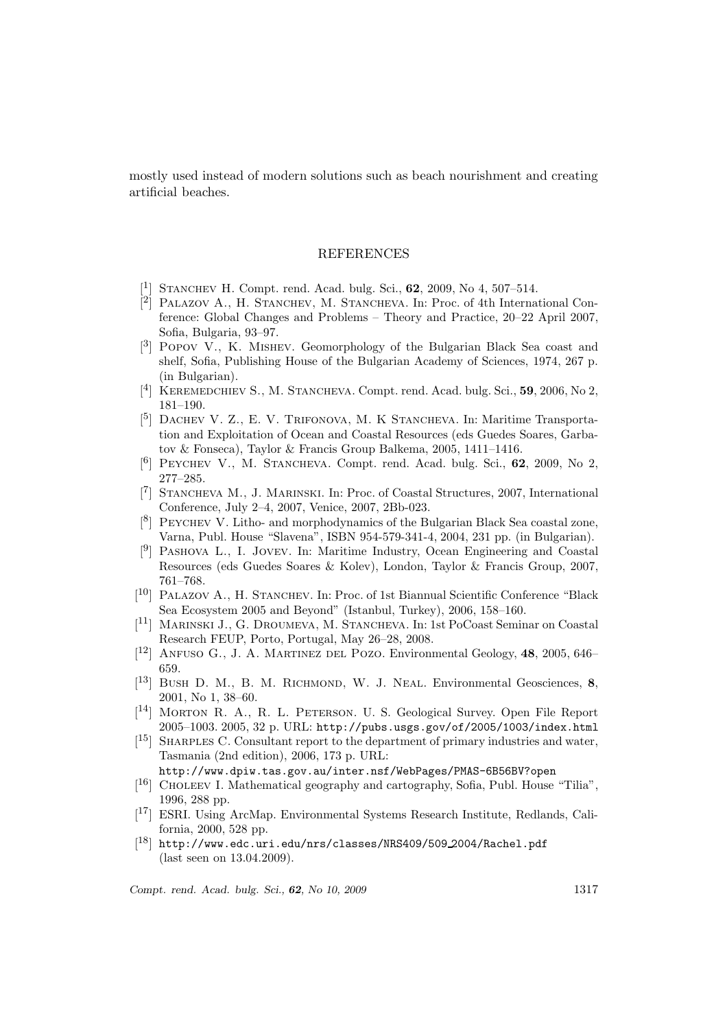mostly used instead of modern solutions such as beach nourishment and creating artificial beaches.

## REFERENCES

[1] Stanchev H. Compt. rend. Acad. bulg. Sci., **62**, 2009, No 4, 507–514.

[2] Palazov A., H. Stanchev, M. Stancheva. In: Proc. of 4th International Conference: Global Changes and Problems – Theory and Practice, 20–22 April 2007, Sofia, Bulgaria, 93–97.

[3] Popov V., K. Mishev. Geomorphology of the Bulgarian Black Sea coast and shelf, Sofia, Publishing House of the Bulgarian Academy of Sciences, 1974, 267 p. (in Bulgarian).

[4] Keremedchiev S., M. Stancheva. Compt. rend. Acad. bulg. Sci., **59**, 2006, No 2, 181–190.

[5] Dachev V. Z., E. V. Trifonova, M. K Stancheva. In: Maritime Transportation and Exploitation of Ocean and Coastal Resources (eds Guedes Soares, Garbatov & Fonseca), Taylor & Francis Group Balkema, 2005, 1411–1416.

[6] Peychev V., M. Stancheva. Compt. rend. Acad. bulg. Sci., **62**, 2009, No 2, 277–285.

[7] Stancheva M., J. Marinski. In: Proc. of Coastal Structures, 2007, International Conference, July 2–4, 2007, Venice, 2007, 2Bb-023.

[8] Peychev V. Litho- and morphodynamics of the Bulgarian Black Sea coastal zone, Varna, Publ. House "Slavena", ISBN 954-579-341-4, 2004, 231 pp. (in Bulgarian).

[9] Pashova L., I. Jovev. In: Maritime Industry, Ocean Engineering and Coastal Resources (eds Guedes Soares & Kolev), London, Taylor & Francis Group, 2007, 761–768.

[10] Palazov A., H. Stanchev. In: Proc. of 1st Biannual Scientific Conference "Black Sea Ecosystem 2005 and Beyond" (Istanbul, Turkey), 2006, 158–160.

[11] Marinski J., G. Droumeva, M. Stancheva. In: 1st PoCoast Seminar on Coastal Research FEUP, Porto, Portugal, May 26–28, 2008.

[12] Anfuso G., J. A. Martinez del Pozo. Environmental Geology, **48**, 2005, 646–659.

[13] Bush D. M., B. M. Richmond, W. J. Neal. Environmental Geosciences, **8**, 2001, No 1, 38–60.

[14] Morton R. A., R. L. Peterson. U. S. Geological Survey. Open File Report 2005–1003. 2005, 32 p. URL: `http://pubs.usgs.gov/of/2005/1003/index.html`

[15] Sharples C. Consultant report to the department of primary industries and water, Tasmania (2nd edition), 2006, 173 p. URL: `http://www.dpiw.tas.gov.au/inter.nsf/WebPages/PMAS-6B56BV?open`

[16] Choleev I. Mathematical geography and cartography, Sofia, Publ. House "Tilia", 1996, 288 pp.

[17] ESRI. Using ArcMap. Environmental Systems Research Institute, Redlands, California, 2000, 528 pp.

[18] `http://www.edc.uri.edu/nrs/classes/NRS409/509_2004/Rachel.pdf` (last seen on 13.04.2009).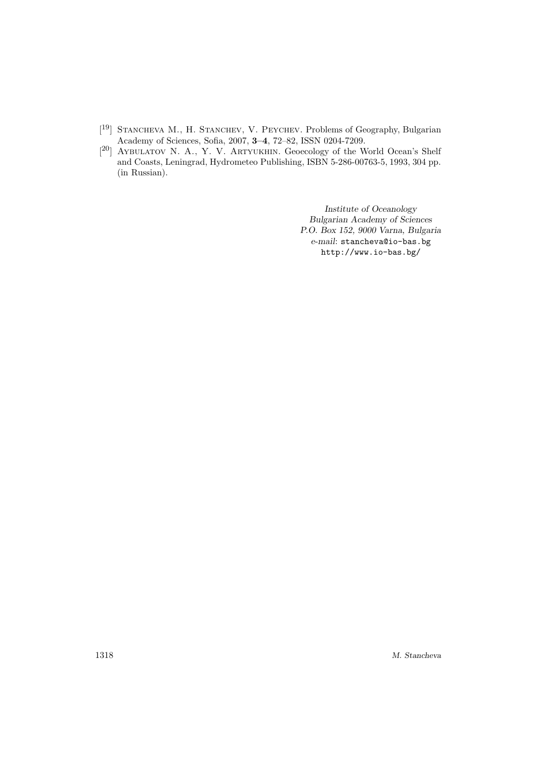[19] Stancheva M., H. Stanchev, V. Peychev. Problems of Geography, Bulgarian Academy of Sciences, Sofia, 2007, **3–4**, 72–82, ISSN 0204-7209.

[20] Aybulatov N. A., Y. V. Artyukhin. Geoecology of the World Ocean's Shelf and Coasts, Leningrad, Hydrometeo Publishing, ISBN 5-286-00763-5, 1993, 304 pp. (in Russian).

*Institute of Oceanology*
*Bulgarian Academy of Sciences*
*P.O. Box 152, 9000 Varna, Bulgaria*
*e-mail*: stancheva@io-bas.bg
http://www.io-bas.bg/